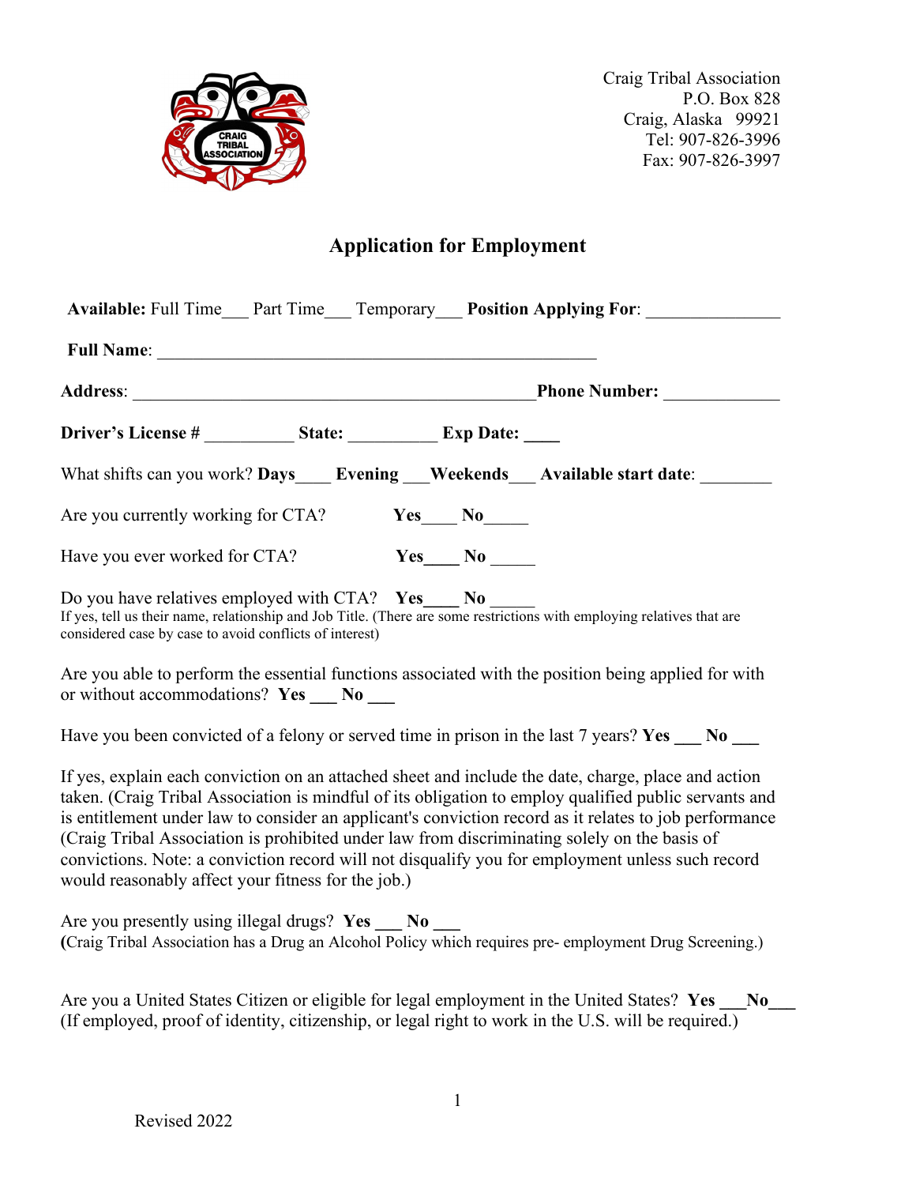Craig Tribal Association
P.O. Box 828
Craig, Alaska 99921
Tel: 907-826-3996
Fax: 907-826-3997

## Application for Employment

**Available:** Full Time___ Part Time___ Temporary___ **Position Applying For**: _______________

**Full Name**: ___________________________________________________

**Address**: ______________________________________________ **Phone Number:** _____________

**Driver's License #** __________ **State:** __________ **Exp Date:** ____

What shifts can you work? **Days**____ **Evening** ___**Weekends**___ **Available start date**: ________

Are you currently working for CTA? **Yes**____ **No**_____

Have you ever worked for CTA? **Yes**____ **No** _____

Do you have relatives employed with CTA? **Yes**____ **No** _____
If yes, tell us their name, relationship and Job Title. (There are some restrictions with employing relatives that are considered case by case to avoid conflicts of interest)

Are you able to perform the essential functions associated with the position being applied for with or without accommodations? **Yes ___ No ___**

Have you been convicted of a felony or served time in prison in the last 7 years? **Yes ___ No ___**

If yes, explain each conviction on an attached sheet and include the date, charge, place and action taken. (Craig Tribal Association is mindful of its obligation to employ qualified public servants and is entitlement under law to consider an applicant's conviction record as it relates to job performance (Craig Tribal Association is prohibited under law from discriminating solely on the basis of convictions. Note: a conviction record will not disqualify you for employment unless such record would reasonably affect your fitness for the job.)

Are you presently using illegal drugs? **Yes ___ No ___**
**(**Craig Tribal Association has a Drug an Alcohol Policy which requires pre- employment Drug Screening.)

Are you a United States Citizen or eligible for legal employment in the United States? **Yes ___No___**
(If employed, proof of identity, citizenship, or legal right to work in the U.S. will be required.)

Revised 2022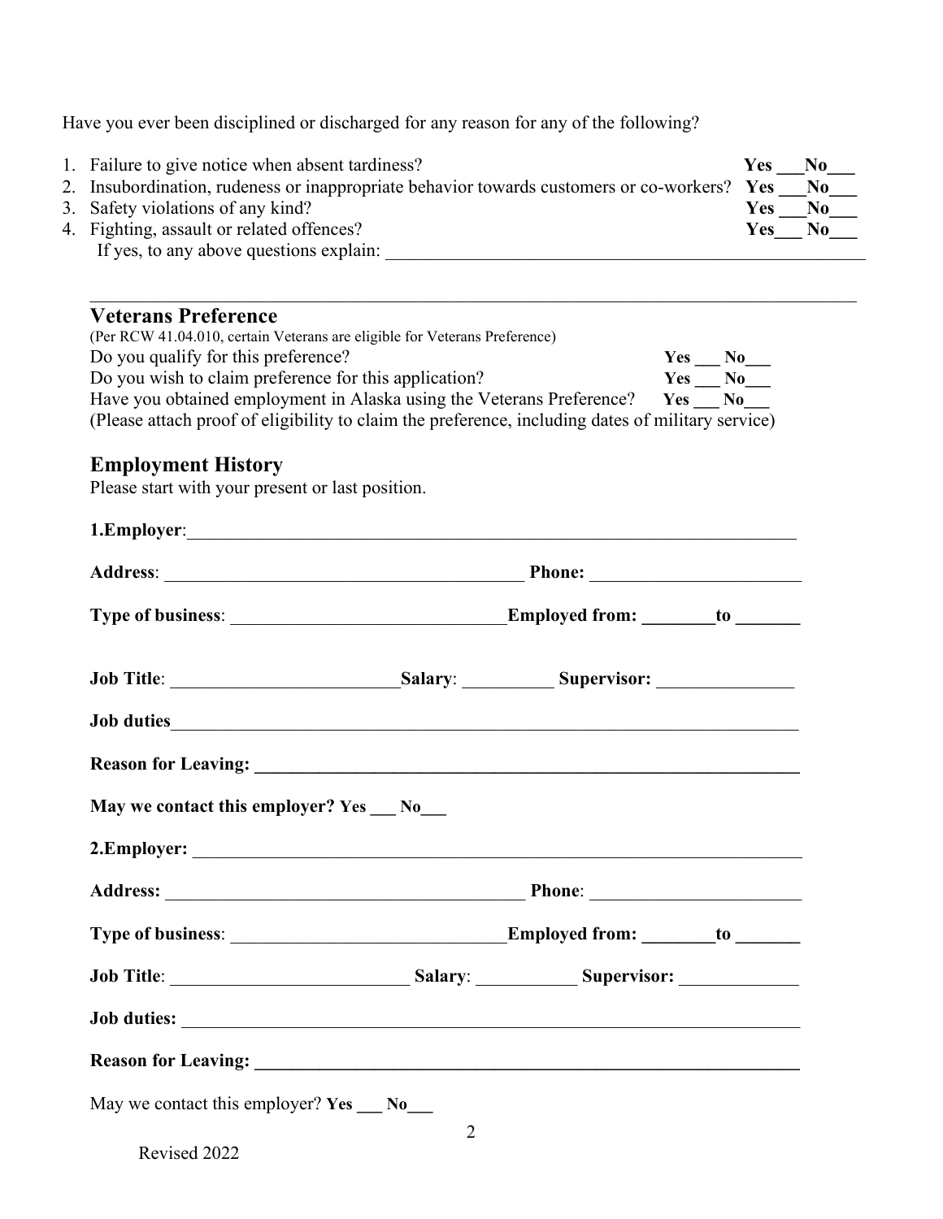Have you ever been disciplined or discharged for any reason for any of the following?

1. Failure to give notice when absent tardiness? **Yes \_\_\_No\_\_\_**
2. Insubordination, rudeness or inappropriate behavior towards customers or co-workers? **Yes \_\_\_No\_\_\_**
3. Safety violations of any kind? **Yes \_\_\_No\_\_\_**
4. Fighting, assault or related offences? **Yes\_\_\_ No\_\_\_**

   If yes, to any above questions explain: \_\_\_\_\_\_\_\_\_\_\_\_\_\_\_\_\_\_\_\_\_\_\_\_\_\_\_\_\_\_\_\_\_\_\_\_\_\_\_\_\_\_\_\_\_\_\_\_\_\_

\_\_\_\_\_\_\_\_\_\_\_\_\_\_\_\_\_\_\_\_\_\_\_\_\_\_\_\_\_\_\_\_\_\_\_\_\_\_\_\_\_\_\_\_\_\_\_\_\_\_\_\_\_\_\_\_\_\_\_\_\_\_\_\_\_\_\_\_\_\_\_\_\_\_\_\_\_\_

## Veterans Preference

(Per RCW 41.04.010, certain Veterans are eligible for Veterans Preference)

Do you qualify for this preference? **Yes \_\_\_ No\_\_\_**

Do you wish to claim preference for this application? **Yes \_\_\_ No\_\_\_**

Have you obtained employment in Alaska using the Veterans Preference? **Yes \_\_\_ No\_\_\_**

(Please attach proof of eligibility to claim the preference, including dates of military service)

## Employment History

Please start with your present or last position.

**1.Employer**:\_\_\_\_\_\_\_\_\_\_\_\_\_\_\_\_\_\_\_\_\_\_\_\_\_\_\_\_\_\_\_\_\_\_\_\_\_\_\_\_\_\_\_\_\_\_\_\_\_\_\_\_\_\_\_\_\_\_\_\_\_\_

**Address**: \_\_\_\_\_\_\_\_\_\_\_\_\_\_\_\_\_\_\_\_\_\_\_\_\_\_\_\_\_\_\_\_\_\_\_\_\_\_\_ **Phone:** \_\_\_\_\_\_\_\_\_\_\_\_\_\_\_\_\_\_\_\_\_\_

**Type of business**: \_\_\_\_\_\_\_\_\_\_\_\_\_\_\_\_\_\_\_\_\_\_\_\_\_\_\_\_\_\_**Employed from: \_\_\_\_\_\_\_\_to \_\_\_\_\_\_\_**

**Job Title**: \_\_\_\_\_\_\_\_\_\_\_\_\_\_\_\_\_\_\_\_\_\_\_\_\_**Salary**: \_\_\_\_\_\_\_\_\_\_ **Supervisor:** \_\_\_\_\_\_\_\_\_\_\_\_\_\_\_

**Job duties**\_\_\_\_\_\_\_\_\_\_\_\_\_\_\_\_\_\_\_\_\_\_\_\_\_\_\_\_\_\_\_\_\_\_\_\_\_\_\_\_\_\_\_\_\_\_\_\_\_\_\_\_\_\_\_\_\_\_\_\_\_\_\_\_

**Reason for Leaving: \_\_\_\_\_\_\_\_\_\_\_\_\_\_\_\_\_\_\_\_\_\_\_\_\_\_\_\_\_\_\_\_\_\_\_\_\_\_\_\_\_\_\_\_\_\_\_\_\_\_\_\_\_\_\_\_\_\_**

**May we contact this employer? Yes \_\_\_ No\_\_\_**

**2.Employer:** \_\_\_\_\_\_\_\_\_\_\_\_\_\_\_\_\_\_\_\_\_\_\_\_\_\_\_\_\_\_\_\_\_\_\_\_\_\_\_\_\_\_\_\_\_\_\_\_\_\_\_\_\_\_\_\_\_\_\_\_\_\_\_\_

**Address:** \_\_\_\_\_\_\_\_\_\_\_\_\_\_\_\_\_\_\_\_\_\_\_\_\_\_\_\_\_\_\_\_\_\_\_\_\_\_\_ **Phone**: \_\_\_\_\_\_\_\_\_\_\_\_\_\_\_\_\_\_\_\_\_\_

**Type of business**: \_\_\_\_\_\_\_\_\_\_\_\_\_\_\_\_\_\_\_\_\_\_\_\_\_\_\_\_\_\_**Employed from: \_\_\_\_\_\_\_\_to \_\_\_\_\_\_\_**

**Job Title**: \_\_\_\_\_\_\_\_\_\_\_\_\_\_\_\_\_\_\_\_\_\_\_\_\_\_ **Salary**: \_\_\_\_\_\_\_\_\_\_\_ **Supervisor:** \_\_\_\_\_\_\_\_\_\_\_\_\_

**Job duties:** \_\_\_\_\_\_\_\_\_\_\_\_\_\_\_\_\_\_\_\_\_\_\_\_\_\_\_\_\_\_\_\_\_\_\_\_\_\_\_\_\_\_\_\_\_\_\_\_\_\_\_\_\_\_\_\_\_\_\_\_\_\_\_\_

**Reason for Leaving: \_\_\_\_\_\_\_\_\_\_\_\_\_\_\_\_\_\_\_\_\_\_\_\_\_\_\_\_\_\_\_\_\_\_\_\_\_\_\_\_\_\_\_\_\_\_\_\_\_\_\_\_\_\_\_\_\_\_**

May we contact this employer? **Yes \_\_\_ No\_\_\_**

Revised 2022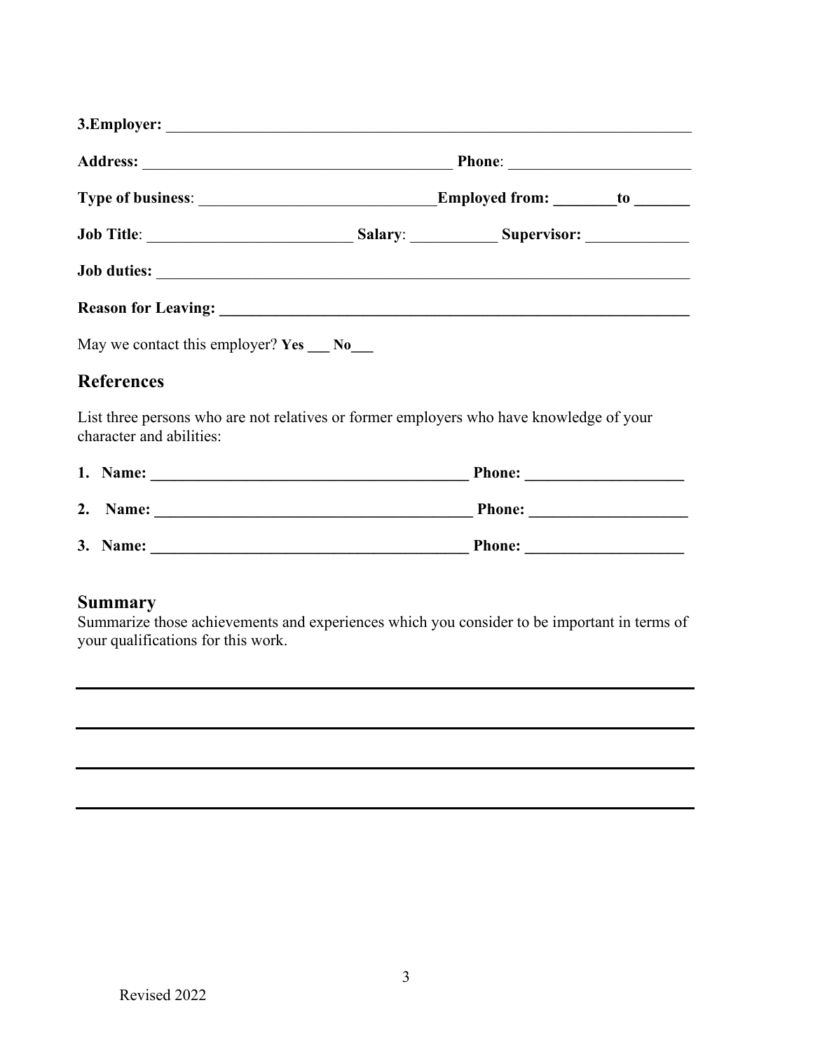**3.Employer:** ____________________________________________________________________

**Address:** ________________________________________ **Phone**: ______________________

**Type of business**: _____________________________**Employed from: ________to _______**

**Job Title**: __________________________ **Salary**: ___________ **Supervisor:** _____________

**Job duties:** ___________________________________________________________________

**Reason for Leaving: ____________________________________________________________**

May we contact this employer? **Yes ___ No___**

## References

List three persons who are not relatives or former employers who have knowledge of your character and abilities:

1. **Name: ________________________________________ Phone: ____________________**
2. **Name: ________________________________________ Phone: ____________________**
3. **Name: ________________________________________ Phone: ____________________**

## Summary

Summarize those achievements and experiences which you consider to be important in terms of your qualifications for this work.

______________________________________________________________________________

______________________________________________________________________________

______________________________________________________________________________

______________________________________________________________________________

Revised 2022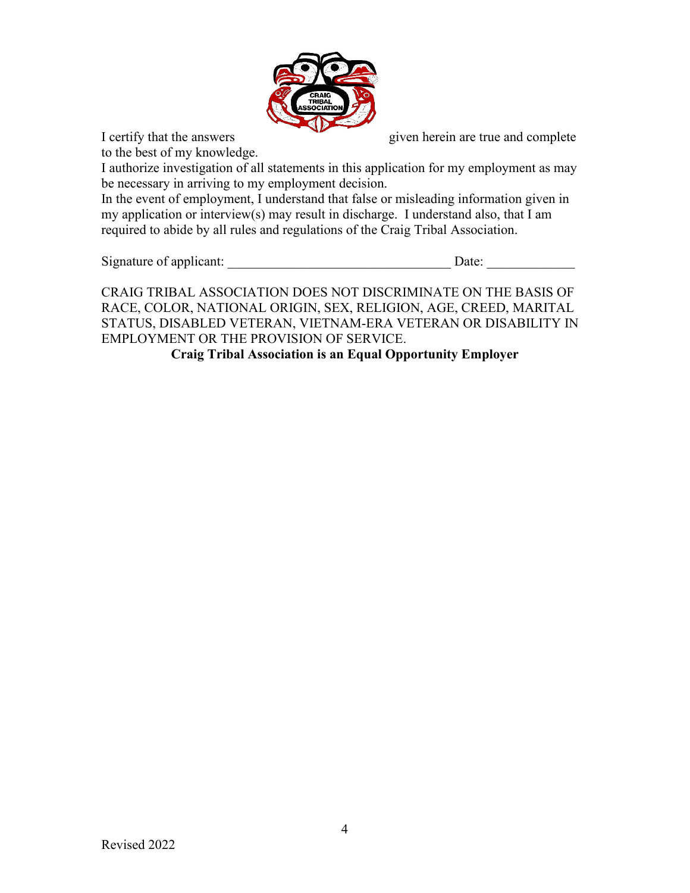I certify that the answers given herein are true and complete to the best of my knowledge.

I authorize investigation of all statements in this application for my employment as may be necessary in arriving to my employment decision.

In the event of employment, I understand that false or misleading information given in my application or interview(s) may result in discharge. I understand also, that I am required to abide by all rules and regulations of the Craig Tribal Association.

Signature of applicant: _________________________________ Date: _____________

CRAIG TRIBAL ASSOCIATION DOES NOT DISCRIMINATE ON THE BASIS OF RACE, COLOR, NATIONAL ORIGIN, SEX, RELIGION, AGE, CREED, MARITAL STATUS, DISABLED VETERAN, VIETNAM-ERA VETERAN OR DISABILITY IN EMPLOYMENT OR THE PROVISION OF SERVICE.

**Craig Tribal Association is an Equal Opportunity Employer**

Revised 2022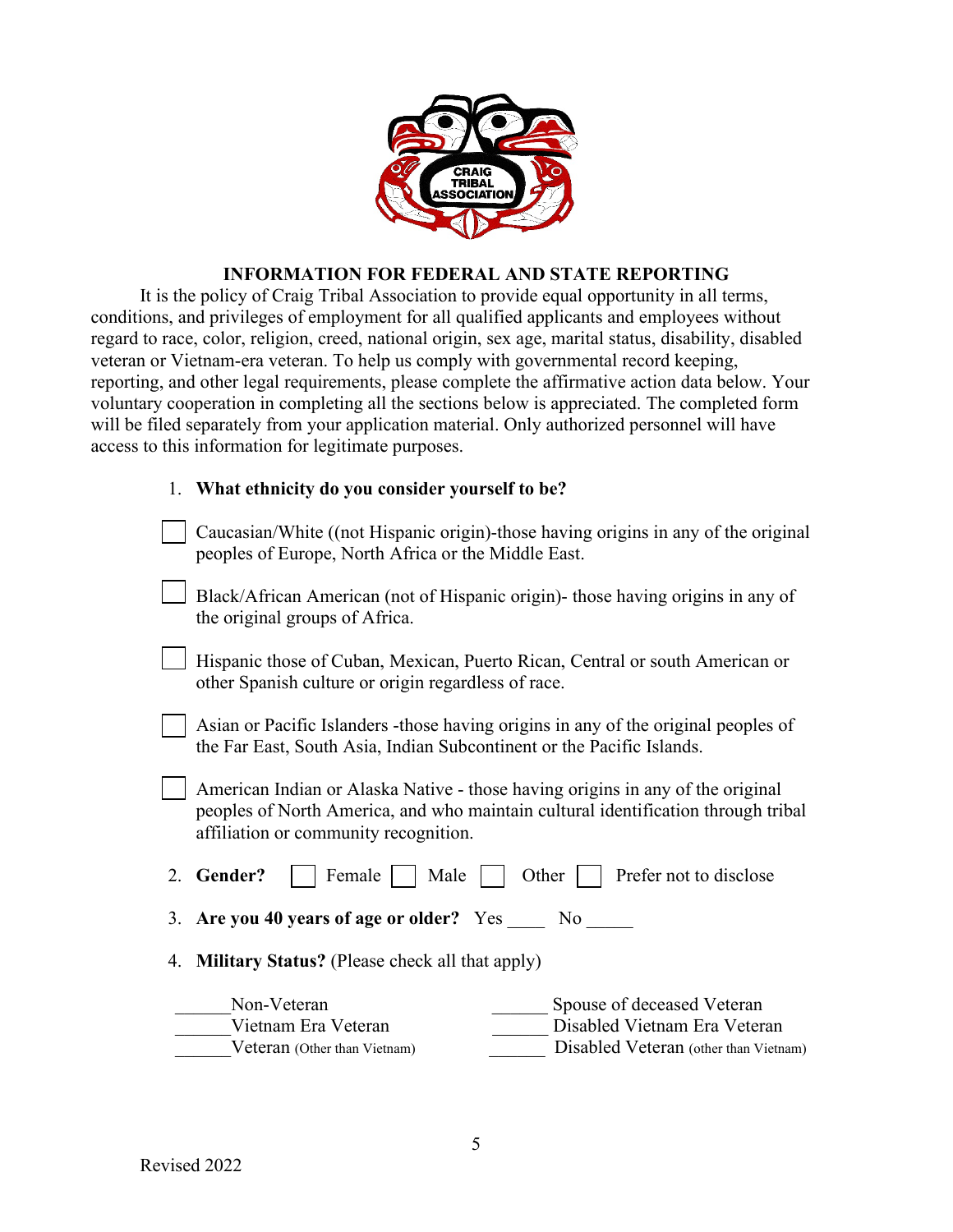## INFORMATION FOR FEDERAL AND STATE REPORTING

It is the policy of Craig Tribal Association to provide equal opportunity in all terms, conditions, and privileges of employment for all qualified applicants and employees without regard to race, color, religion, creed, national origin, sex age, marital status, disability, disabled veteran or Vietnam-era veteran. To help us comply with governmental record keeping, reporting, and other legal requirements, please complete the affirmative action data below. Your voluntary cooperation in completing all the sections below is appreciated. The completed form will be filed separately from your application material. Only authorized personnel will have access to this information for legitimate purposes.

1. **What ethnicity do you consider yourself to be?**

☐ Caucasian/White ((not Hispanic origin)-those having origins in any of the original peoples of Europe, North Africa or the Middle East.

☐ Black/African American (not of Hispanic origin)- those having origins in any of the original groups of Africa.

☐ Hispanic those of Cuban, Mexican, Puerto Rican, Central or south American or other Spanish culture or origin regardless of race.

☐ Asian or Pacific Islanders -those having origins in any of the original peoples of the Far East, South Asia, Indian Subcontinent or the Pacific Islands.

☐ American Indian or Alaska Native - those having origins in any of the original peoples of North America, and who maintain cultural identification through tribal affiliation or community recognition.

2. **Gender?** ☐ Female ☐ Male ☐ Other ☐ Prefer not to disclose

3. **Are you 40 years of age or older?** Yes ____ No _____

4. **Military Status?** (Please check all that apply)

______Non-Veteran
______Vietnam Era Veteran
______Veteran (Other than Vietnam)
______ Spouse of deceased Veteran
______ Disabled Vietnam Era Veteran
______ Disabled Veteran (other than Vietnam)

Revised 2022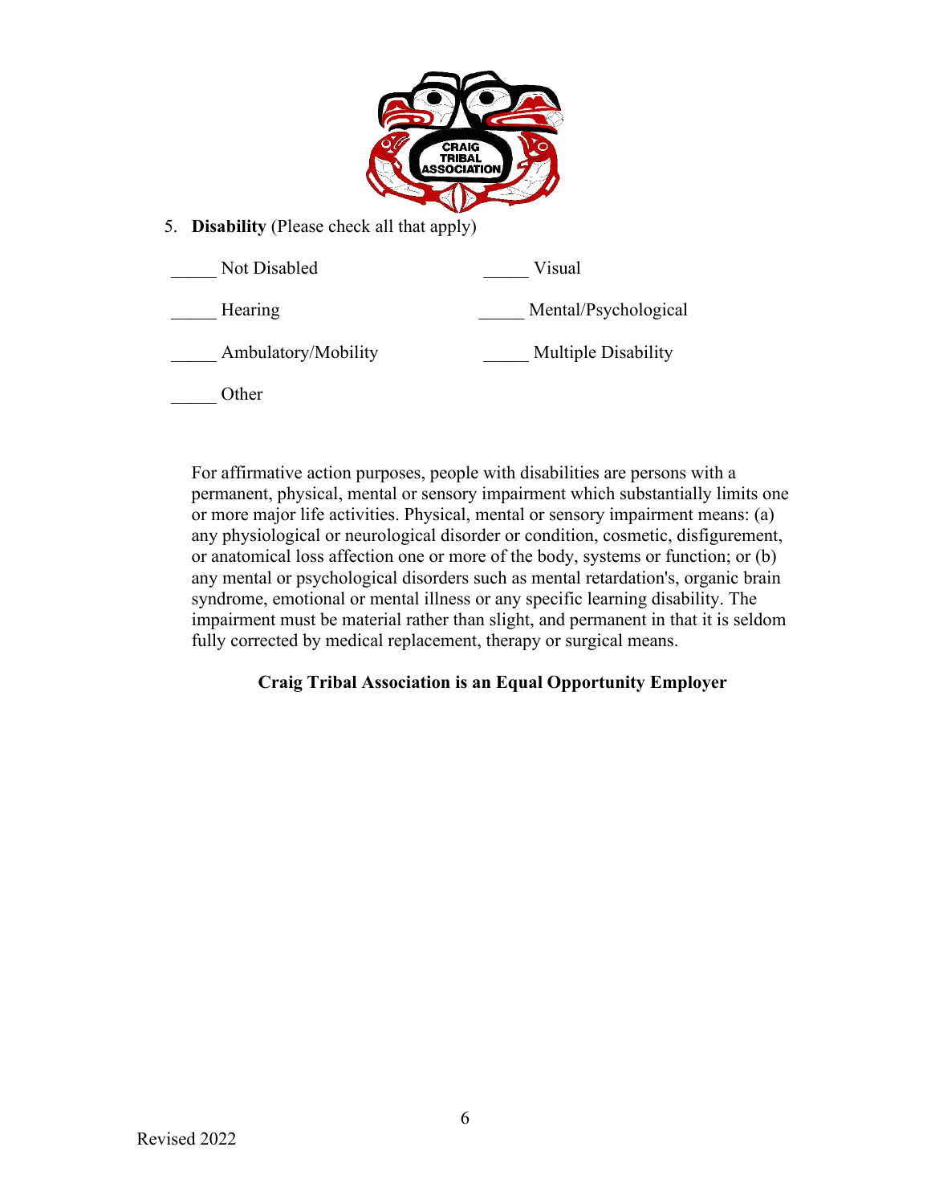5. **Disability** (Please check all that apply)

_____ Not Disabled                    _____ Visual

_____ Hearing                         _____ Mental/Psychological

_____ Ambulatory/Mobility             _____ Multiple Disability

_____ Other

For affirmative action purposes, people with disabilities are persons with a permanent, physical, mental or sensory impairment which substantially limits one or more major life activities. Physical, mental or sensory impairment means: (a) any physiological or neurological disorder or condition, cosmetic, disfigurement, or anatomical loss affection one or more of the body, systems or function; or (b) any mental or psychological disorders such as mental retardation's, organic brain syndrome, emotional or mental illness or any specific learning disability. The impairment must be material rather than slight, and permanent in that it is seldom fully corrected by medical replacement, therapy or surgical means.

**Craig Tribal Association is an Equal Opportunity Employer**

Revised 2022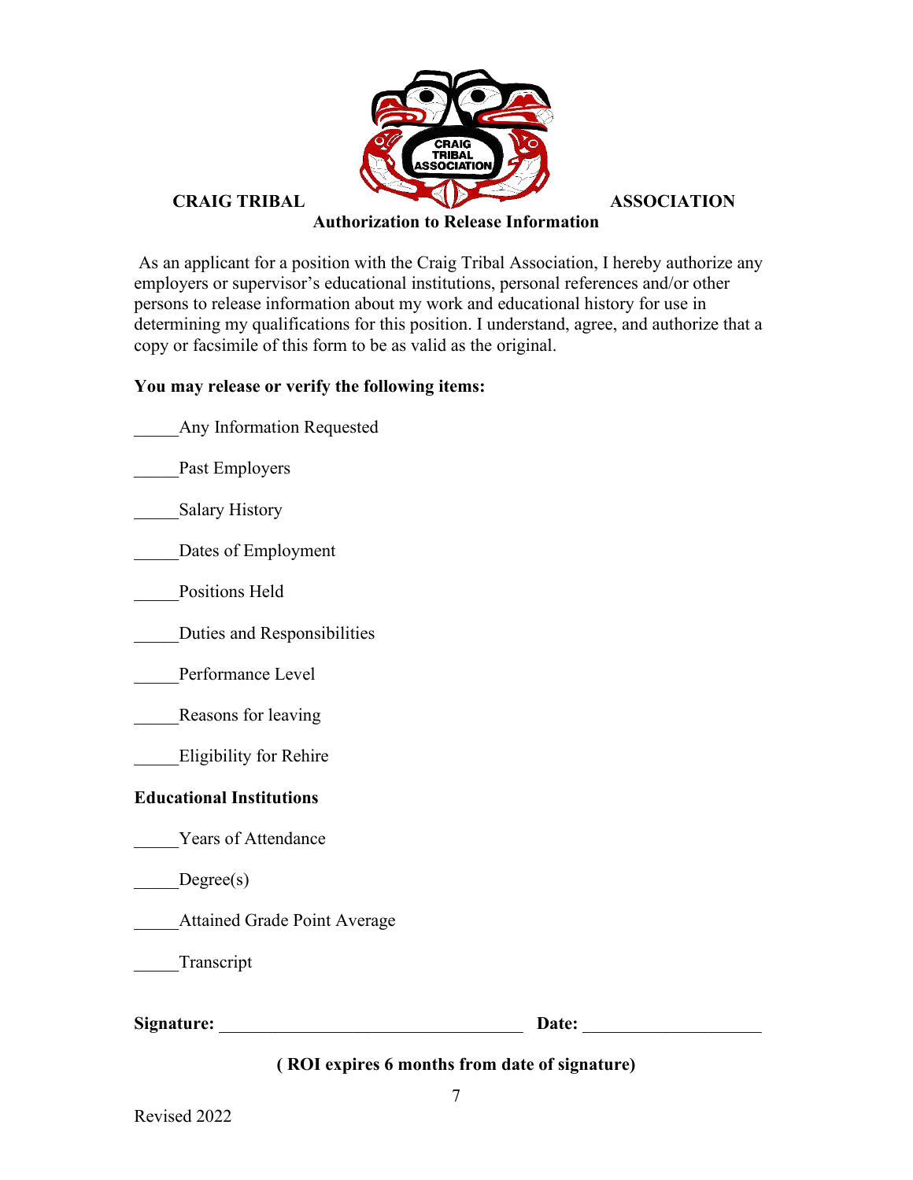**CRAIG TRIBAL ASSOCIATION**

**Authorization to Release Information**

As an applicant for a position with the Craig Tribal Association, I hereby authorize any employers or supervisor's educational institutions, personal references and/or other persons to release information about my work and educational history for use in determining my qualifications for this position. I understand, agree, and authorize that a copy or facsimile of this form to be as valid as the original.

**You may release or verify the following items:**

_____Any Information Requested

_____Past Employers

_____Salary History

_____Dates of Employment

_____Positions Held

_____Duties and Responsibilities

_____Performance Level

_____Reasons for leaving

_____Eligibility for Rehire

**Educational Institutions**

_____Years of Attendance

_____Degree(s)

_____Attained Grade Point Average

_____Transcript

**Signature:** ___________________________________ **Date:** ____________________

**( ROI expires 6 months from date of signature)**

Revised 2022